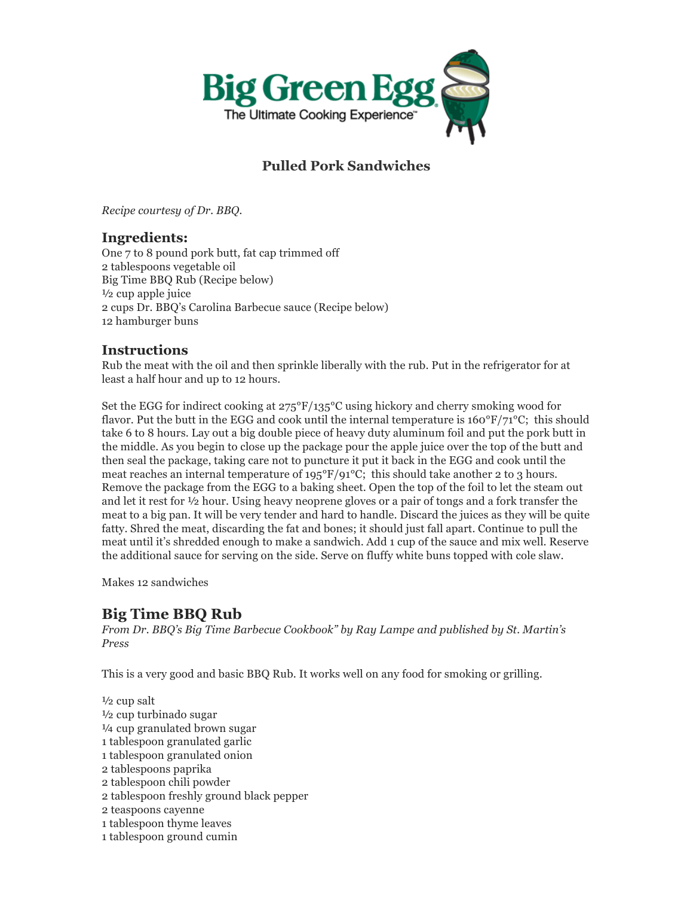# Pulled Pork Sandwiches

*Recipe courtesy of Dr. BBQ.*

## Ingredients:

One 7 to 8 pound pork butt, fat cap trimmed off
2 tablespoons vegetable oil
Big Time BBQ Rub (Recipe below)
½ cup apple juice
2 cups Dr. BBQ's Carolina Barbecue sauce (Recipe below)
12 hamburger buns

## Instructions

Rub the meat with the oil and then sprinkle liberally with the rub. Put in the refrigerator for at least a half hour and up to 12 hours.

Set the EGG for indirect cooking at 275°F/135°C using hickory and cherry smoking wood for flavor. Put the butt in the EGG and cook until the internal temperature is 160°F/71°C; this should take 6 to 8 hours. Lay out a big double piece of heavy duty aluminum foil and put the pork butt in the middle. As you begin to close up the package pour the apple juice over the top of the butt and then seal the package, taking care not to puncture it put it back in the EGG and cook until the meat reaches an internal temperature of 195°F/91°C; this should take another 2 to 3 hours. Remove the package from the EGG to a baking sheet. Open the top of the foil to let the steam out and let it rest for ½ hour. Using heavy neoprene gloves or a pair of tongs and a fork transfer the meat to a big pan. It will be very tender and hard to handle. Discard the juices as they will be quite fatty. Shred the meat, discarding the fat and bones; it should just fall apart. Continue to pull the meat until it's shredded enough to make a sandwich. Add 1 cup of the sauce and mix well. Reserve the additional sauce for serving on the side. Serve on fluffy white buns topped with cole slaw.

Makes 12 sandwiches

## Big Time BBQ Rub

*From Dr. BBQ's Big Time Barbecue Cookbook" by Ray Lampe and published by St. Martin's Press*

This is a very good and basic BBQ Rub. It works well on any food for smoking or grilling.

½ cup salt
½ cup turbinado sugar
¼ cup granulated brown sugar
1 tablespoon granulated garlic
1 tablespoon granulated onion
2 tablespoons paprika
2 tablespoon chili powder
2 tablespoon freshly ground black pepper
2 teaspoons cayenne
1 tablespoon thyme leaves
1 tablespoon ground cumin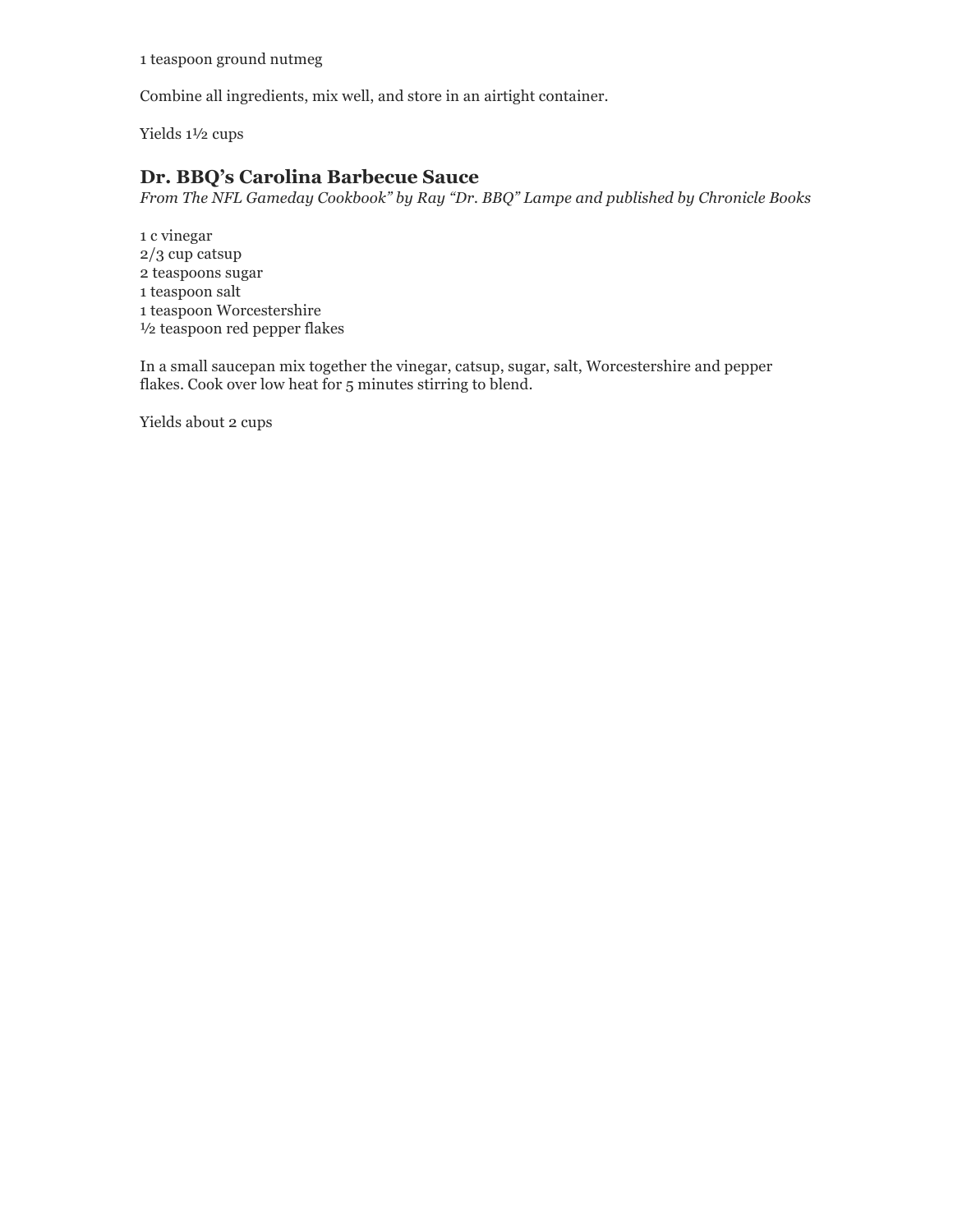1 teaspoon ground nutmeg

Combine all ingredients, mix well, and store in an airtight container.

Yields 1½ cups

## Dr. BBQ's Carolina Barbecue Sauce

*From The NFL Gameday Cookbook" by Ray "Dr. BBQ" Lampe and published by Chronicle Books*

1 c vinegar
2/3 cup catsup
2 teaspoons sugar
1 teaspoon salt
1 teaspoon Worcestershire
½ teaspoon red pepper flakes

In a small saucepan mix together the vinegar, catsup, sugar, salt, Worcestershire and pepper flakes. Cook over low heat for 5 minutes stirring to blend.

Yields about 2 cups